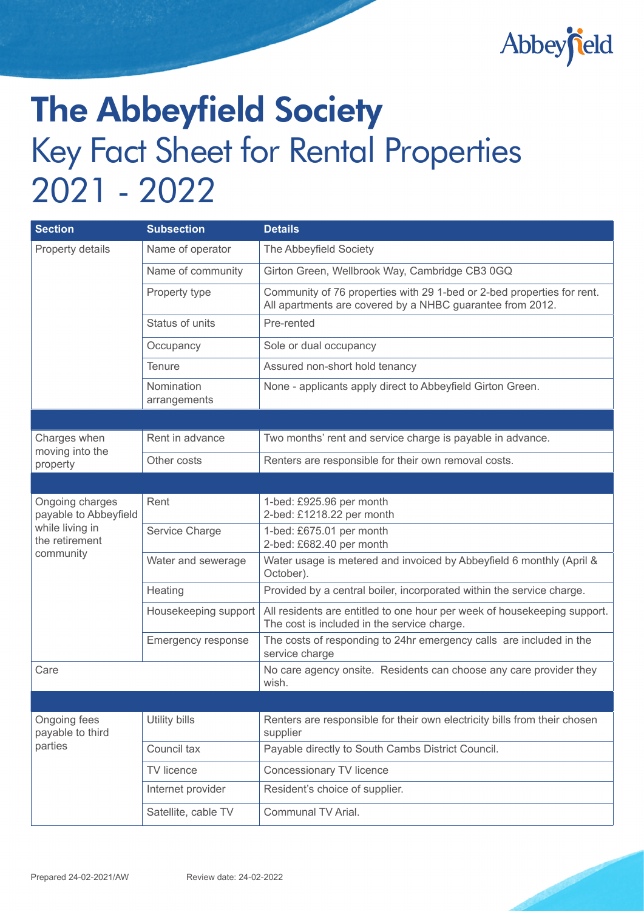# The Abbeyfield Society

## Key Fact Sheet for Rental Properties 2021 - 2022

| Section | Subsection | Details |
|---|---|---|
| Property details | Name of operator | The Abbeyfield Society |
| | Name of community | Girton Green, Wellbrook Way, Cambridge CB3 0GQ |
| | Property type | Community of 76 properties with 29 1-bed or 2-bed properties for rent. All apartments are covered by a NHBC guarantee from 2012. |
| | Status of units | Pre-rented |
| | Occupancy | Sole or dual occupancy |
| | Tenure | Assured non-short hold tenancy |
| | Nomination arrangements | None - applicants apply direct to Abbeyfield Girton Green. |
| | | |
| Charges when moving into the property | Rent in advance | Two months' rent and service charge is payable in advance. |
| | Other costs | Renters are responsible for their own removal costs. |
| | | |
| Ongoing charges payable to Abbeyfield while living in the retirement community | Rent | 1-bed: £925.96 per month<br>2-bed: £1218.22 per month |
| | Service Charge | 1-bed: £675.01 per month<br>2-bed: £682.40 per month |
| | Water and sewerage | Water usage is metered and invoiced by Abbeyfield 6 monthly (April & October). |
| | Heating | Provided by a central boiler, incorporated within the service charge. |
| | Housekeeping support | All residents are entitled to one hour per week of housekeeping support. The cost is included in the service charge. |
| | Emergency response | The costs of responding to 24hr emergency calls are included in the service charge |
| Care | | No care agency onsite. Residents can choose any care provider they wish. |
| | | |
| Ongoing fees payable to third parties | Utility bills | Renters are responsible for their own electricity bills from their chosen supplier |
| | Council tax | Payable directly to South Cambs District Council. |
| | TV licence | Concessionary TV licence |
| | Internet provider | Resident's choice of supplier. |
| | Satellite, cable TV | Communal TV Arial. |

Prepared 24-02-2021/AW Review date: 24-02-2022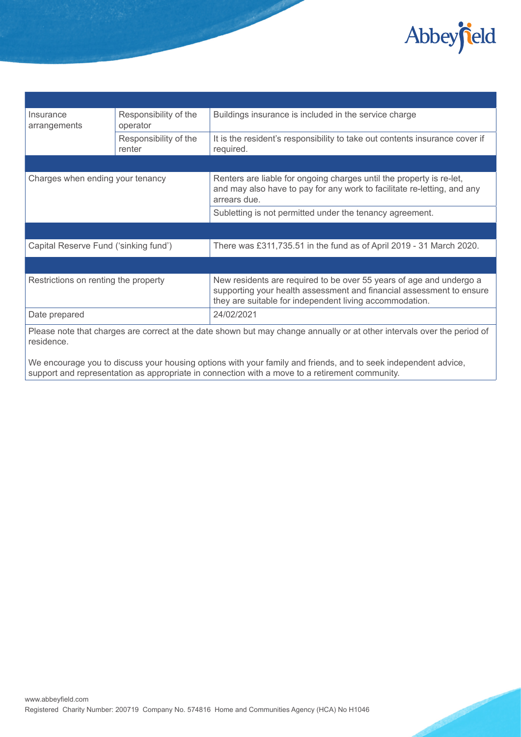| | | |
|---|---|---|
| Insurance arrangements | Responsibility of the operator | Buildings insurance is included in the service charge |
| | Responsibility of the renter | It is the resident's responsibility to take out contents insurance cover if required. |
| | | |
| Charges when ending your tenancy | | Renters are liable for ongoing charges until the property is re-let, and may also have to pay for any work to facilitate re-letting, and any arrears due. |
| | | Subletting is not permitted under the tenancy agreement. |
| | | |
| Capital Reserve Fund ('sinking fund') | | There was £311,735.51 in the fund as of April 2019 - 31 March 2020. |
| | | |
| Restrictions on renting the property | | New residents are required to be over 55 years of age and undergo a supporting your health assessment and financial assessment to ensure they are suitable for independent living accommodation. |
| Date prepared | | 24/02/2021 |

Please note that charges are correct at the date shown but may change annually or at other intervals over the period of residence.

We encourage you to discuss your housing options with your family and friends, and to seek independent advice, support and representation as appropriate in connection with a move to a retirement community.

www.abbeyfield.com
Registered Charity Number: 200719 Company No. 574816 Home and Communities Agency (HCA) No H1046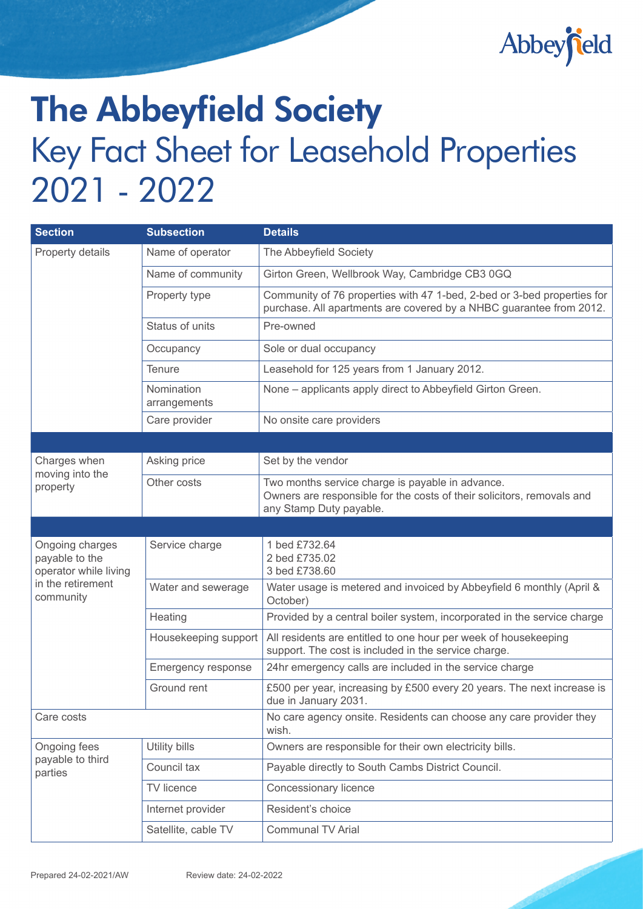# The Abbeyfield Society

## Key Fact Sheet for Leasehold Properties 2021 - 2022

| Section | Subsection | Details |
|---|---|---|
| Property details | Name of operator | The Abbeyfield Society |
| | Name of community | Girton Green, Wellbrook Way, Cambridge CB3 0GQ |
| | Property type | Community of 76 properties with 47 1-bed, 2-bed or 3-bed properties for purchase. All apartments are covered by a NHBC guarantee from 2012. |
| | Status of units | Pre-owned |
| | Occupancy | Sole or dual occupancy |
| | Tenure | Leasehold for 125 years from 1 January 2012. |
| | Nomination arrangements | None – applicants apply direct to Abbeyfield Girton Green. |
| | Care provider | No onsite care providers |
| | | |
| Charges when moving into the property | Asking price | Set by the vendor |
| | Other costs | Two months service charge is payable in advance. Owners are responsible for the costs of their solicitors, removals and any Stamp Duty payable. |
| | | |
| Ongoing charges payable to the operator while living in the retirement community | Service charge | 1 bed £732.64<br>2 bed £735.02<br>3 bed £738.60 |
| | Water and sewerage | Water usage is metered and invoiced by Abbeyfield 6 monthly (April & October) |
| | Heating | Provided by a central boiler system, incorporated in the service charge |
| | Housekeeping support | All residents are entitled to one hour per week of housekeeping support. The cost is included in the service charge. |
| | Emergency response | 24hr emergency calls are included in the service charge |
| | Ground rent | £500 per year, increasing by £500 every 20 years. The next increase is due in January 2031. |
| Care costs | | No care agency onsite. Residents can choose any care provider they wish. |
| Ongoing fees payable to third parties | Utility bills | Owners are responsible for their own electricity bills. |
| | Council tax | Payable directly to South Cambs District Council. |
| | TV licence | Concessionary licence |
| | Internet provider | Resident's choice |
| | Satellite, cable TV | Communal TV Arial |

Prepared 24-02-2021/AW Review date: 24-02-2022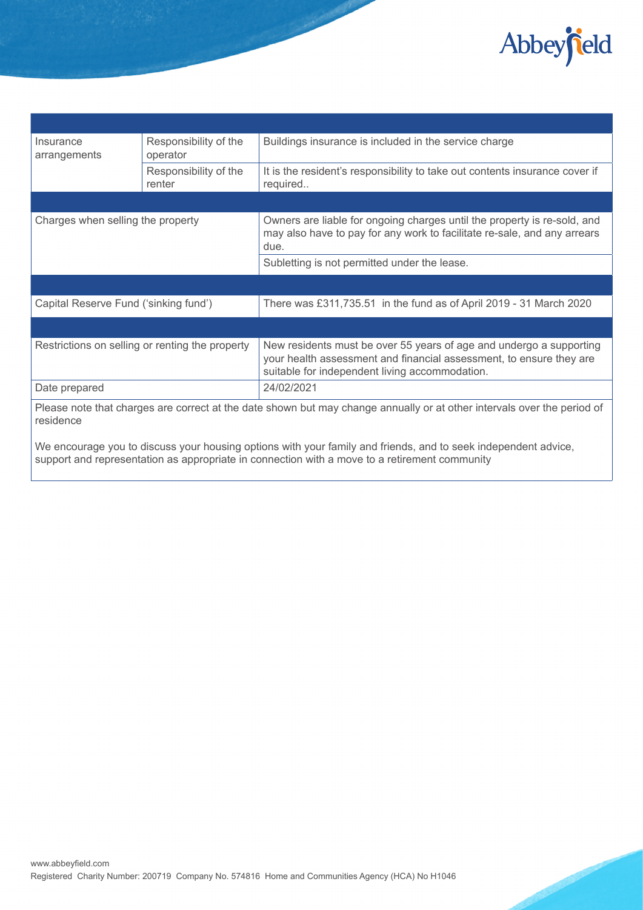| | | |
|---|---|---|
| Insurance arrangements | Responsibility of the operator | Buildings insurance is included in the service charge |
| | Responsibility of the renter | It is the resident's responsibility to take out contents insurance cover if required.. |
| | | |
| Charges when selling the property | | Owners are liable for ongoing charges until the property is re-sold, and may also have to pay for any work to facilitate re-sale, and any arrears due. |
| | | Subletting is not permitted under the lease. |
| | | |
| Capital Reserve Fund ('sinking fund') | | There was £311,735.51 in the fund as of April 2019 - 31 March 2020 |
| | | |
| Restrictions on selling or renting the property | | New residents must be over 55 years of age and undergo a supporting your health assessment and financial assessment, to ensure they are suitable for independent living accommodation. |
| Date prepared | | 24/02/2021 |

Please note that charges are correct at the date shown but may change annually or at other intervals over the period of residence

We encourage you to discuss your housing options with your family and friends, and to seek independent advice, support and representation as appropriate in connection with a move to a retirement community

www.abbeyfield.com
Registered Charity Number: 200719 Company No. 574816 Home and Communities Agency (HCA) No H1046